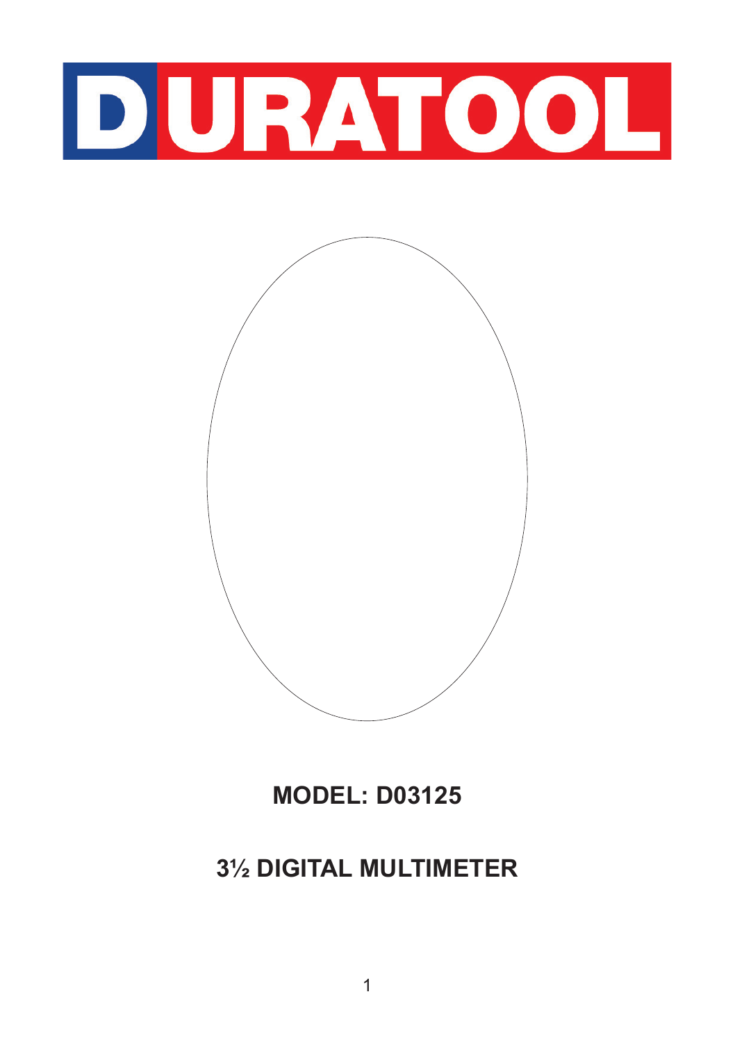# DURATOOL

## MODEL: D03125

## 3½ DIGITAL MULTIMETER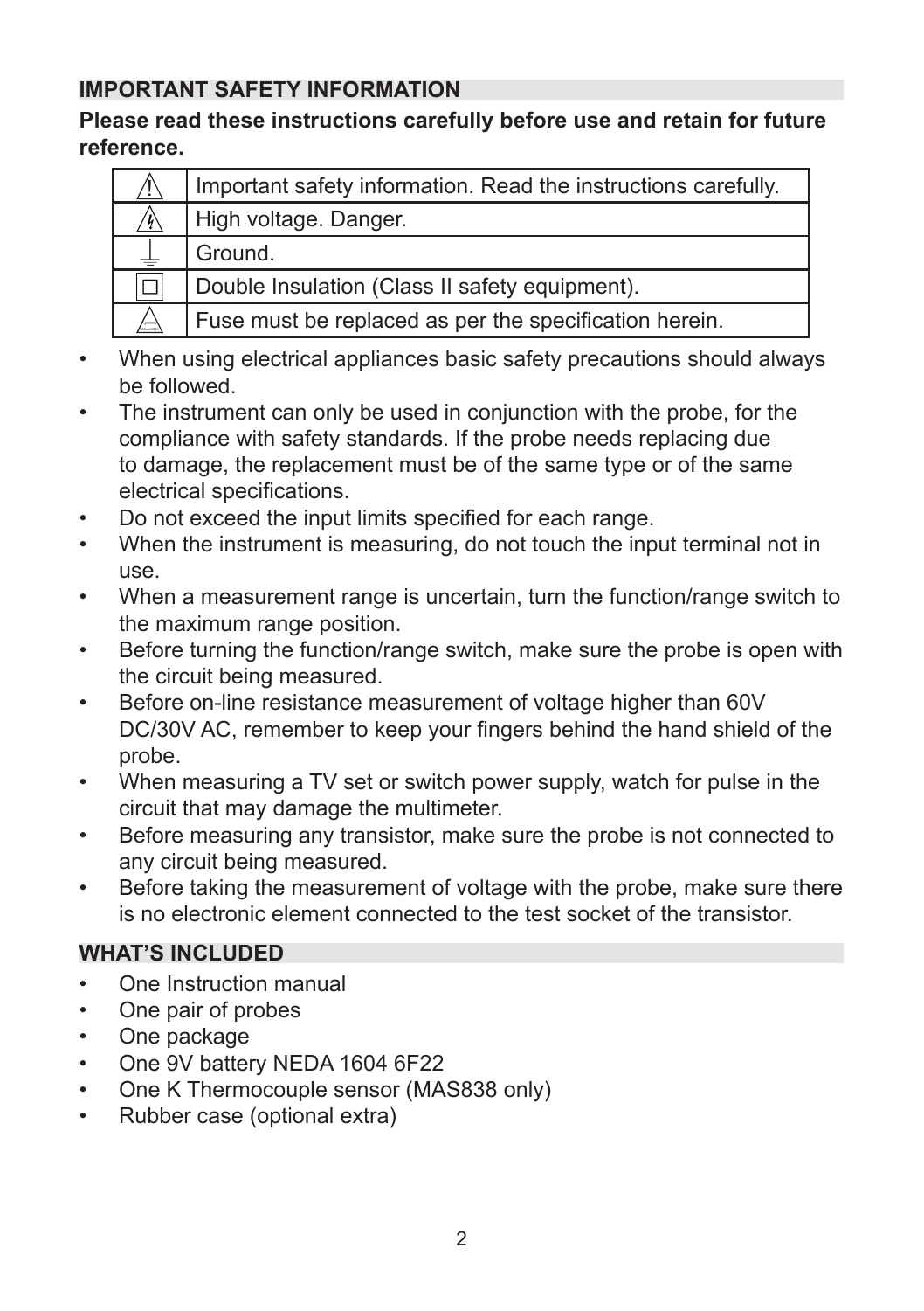## IMPORTANT SAFETY INFORMATION

**Please read these instructions carefully before use and retain for future reference.**

| | |
|---|---|
| ⚠ | Important safety information. Read the instructions carefully. |
| ⚠ | High voltage. Danger. |
| ⏚ | Ground. |
| ☐ | Double Insulation (Class II safety equipment). |
| ⚠ | Fuse must be replaced as per the specification herein. |

- When using electrical appliances basic safety precautions should always be followed.
- The instrument can only be used in conjunction with the probe, for the compliance with safety standards. If the probe needs replacing due to damage, the replacement must be of the same type or of the same electrical specifications.
- Do not exceed the input limits specified for each range.
- When the instrument is measuring, do not touch the input terminal not in use.
- When a measurement range is uncertain, turn the function/range switch to the maximum range position.
- Before turning the function/range switch, make sure the probe is open with the circuit being measured.
- Before on-line resistance measurement of voltage higher than 60V DC/30V AC, remember to keep your fingers behind the hand shield of the probe.
- When measuring a TV set or switch power supply, watch for pulse in the circuit that may damage the multimeter.
- Before measuring any transistor, make sure the probe is not connected to any circuit being measured.
- Before taking the measurement of voltage with the probe, make sure there is no electronic element connected to the test socket of the transistor.

## WHAT'S INCLUDED

- One Instruction manual
- One pair of probes
- One package
- One 9V battery NEDA 1604 6F22
- One K Thermocouple sensor (MAS838 only)
- Rubber case (optional extra)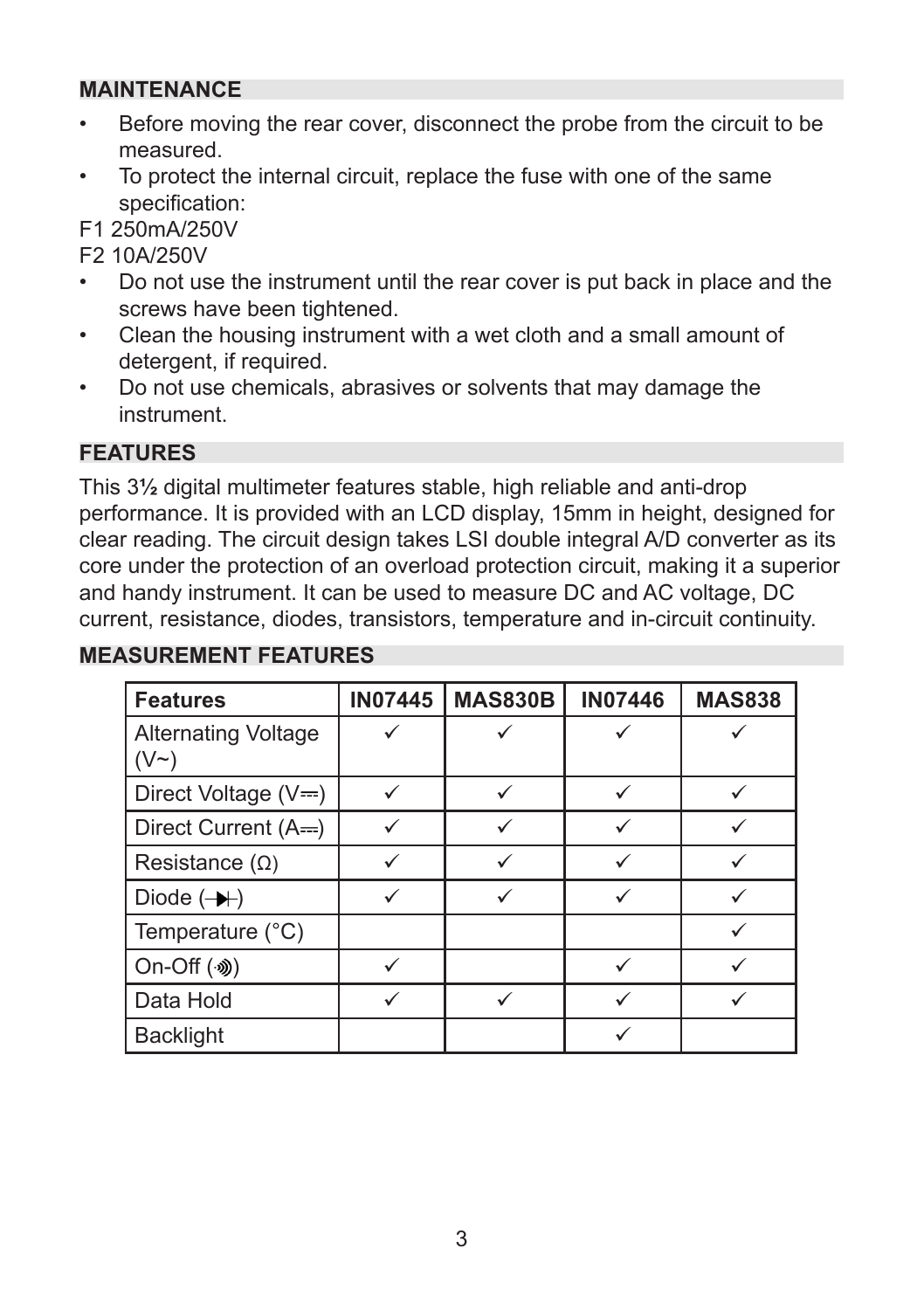## MAINTENANCE

- Before moving the rear cover, disconnect the probe from the circuit to be measured.
- To protect the internal circuit, replace the fuse with one of the same specification:

F1 250mA/250V

F2 10A/250V

- Do not use the instrument until the rear cover is put back in place and the screws have been tightened.
- Clean the housing instrument with a wet cloth and a small amount of detergent, if required.
- Do not use chemicals, abrasives or solvents that may damage the instrument.

## FEATURES

This 3½ digital multimeter features stable, high reliable and anti-drop performance. It is provided with an LCD display, 15mm in height, designed for clear reading. The circuit design takes LSI double integral A/D converter as its core under the protection of an overload protection circuit, making it a superior and handy instrument. It can be used to measure DC and AC voltage, DC current, resistance, diodes, transistors, temperature and in-circuit continuity.

## MEASUREMENT FEATURES

| Features | IN07445 | MAS830B | IN07446 | MAS838 |
|---|---|---|---|---|
| Alternating Voltage (V~) | ✓ | ✓ | ✓ | ✓ |
| Direct Voltage (V⎓) | ✓ | ✓ | ✓ | ✓ |
| Direct Current (A⎓) | ✓ | ✓ | ✓ | ✓ |
| Resistance (Ω) | ✓ | ✓ | ✓ | ✓ |
| Diode (⊣▶⊢) | ✓ | ✓ | ✓ | ✓ |
| Temperature (°C) | | | | ✓ |
| On-Off (·))) | ✓ | | ✓ | ✓ |
| Data Hold | ✓ | ✓ | ✓ | ✓ |
| Backlight | | | ✓ | |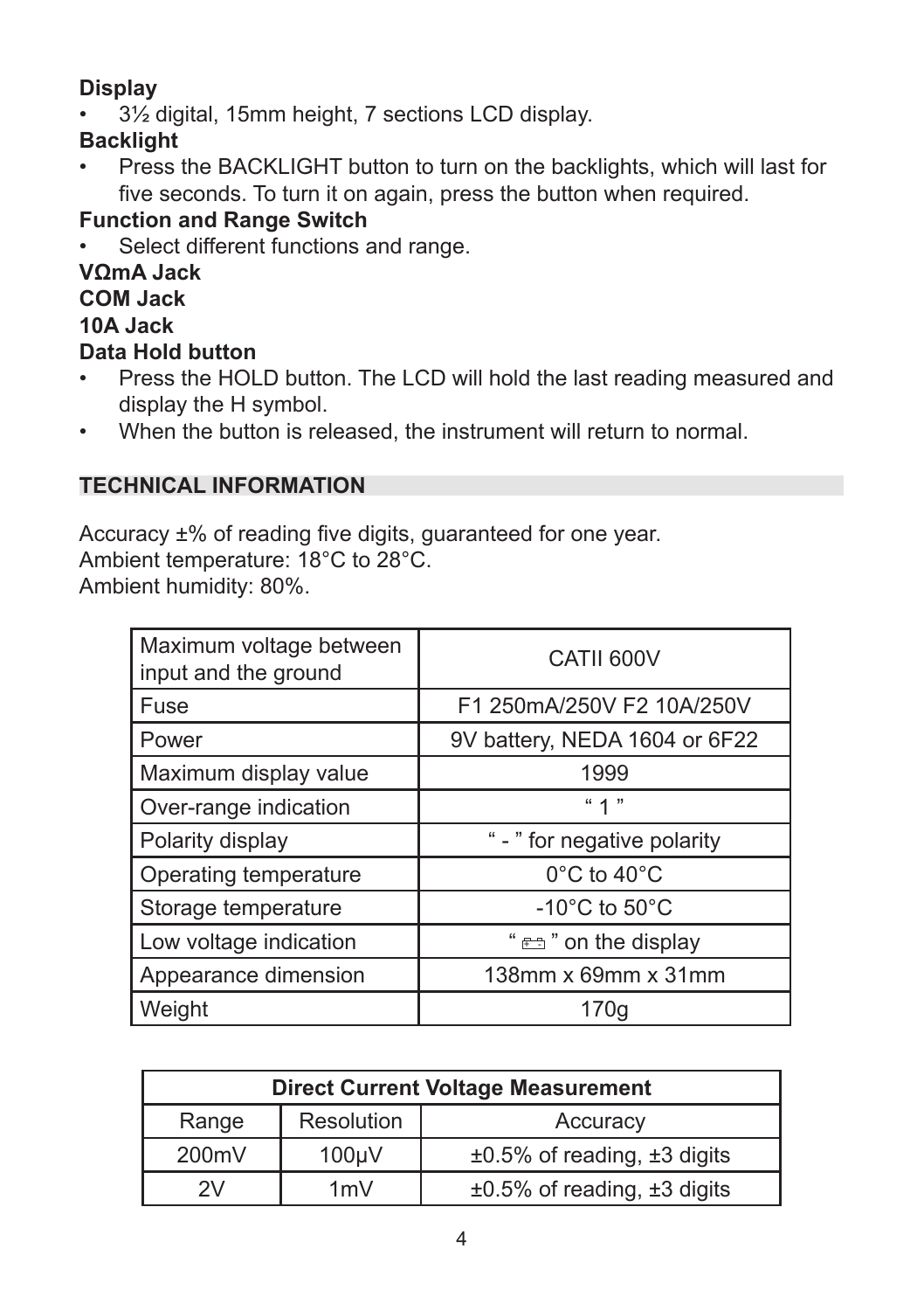**Display**

- 3½ digital, 15mm height, 7 sections LCD display.

**Backlight**

- Press the BACKLIGHT button to turn on the backlights, which will last for five seconds. To turn it on again, press the button when required.

**Function and Range Switch**

- Select different functions and range.

**VΩmA Jack**

**COM Jack**

**10A Jack**

**Data Hold button**

- Press the HOLD button. The LCD will hold the last reading measured and display the H symbol.
- When the button is released, the instrument will return to normal.

## TECHNICAL INFORMATION

Accuracy ±% of reading five digits, guaranteed for one year.
Ambient temperature: 18°C to 28°C.
Ambient humidity: 80%.

| Maximum voltage between input and the ground | CATII 600V |
|---|---|
| Fuse | F1 250mA/250V F2 10A/250V |
| Power | 9V battery, NEDA 1604 or 6F22 |
| Maximum display value | 1999 |
| Over-range indication | " 1 " |
| Polarity display | " - " for negative polarity |
| Operating temperature | 0°C to 40°C |
| Storage temperature | -10°C to 50°C |
| Low voltage indication | " 🔋 " on the display |
| Appearance dimension | 138mm x 69mm x 31mm |
| Weight | 170g |

| Direct Current Voltage Measurement | | |
|---|---|---|
| Range | Resolution | Accuracy |
| 200mV | 100μV | ±0.5% of reading, ±3 digits |
| 2V | 1mV | ±0.5% of reading, ±3 digits |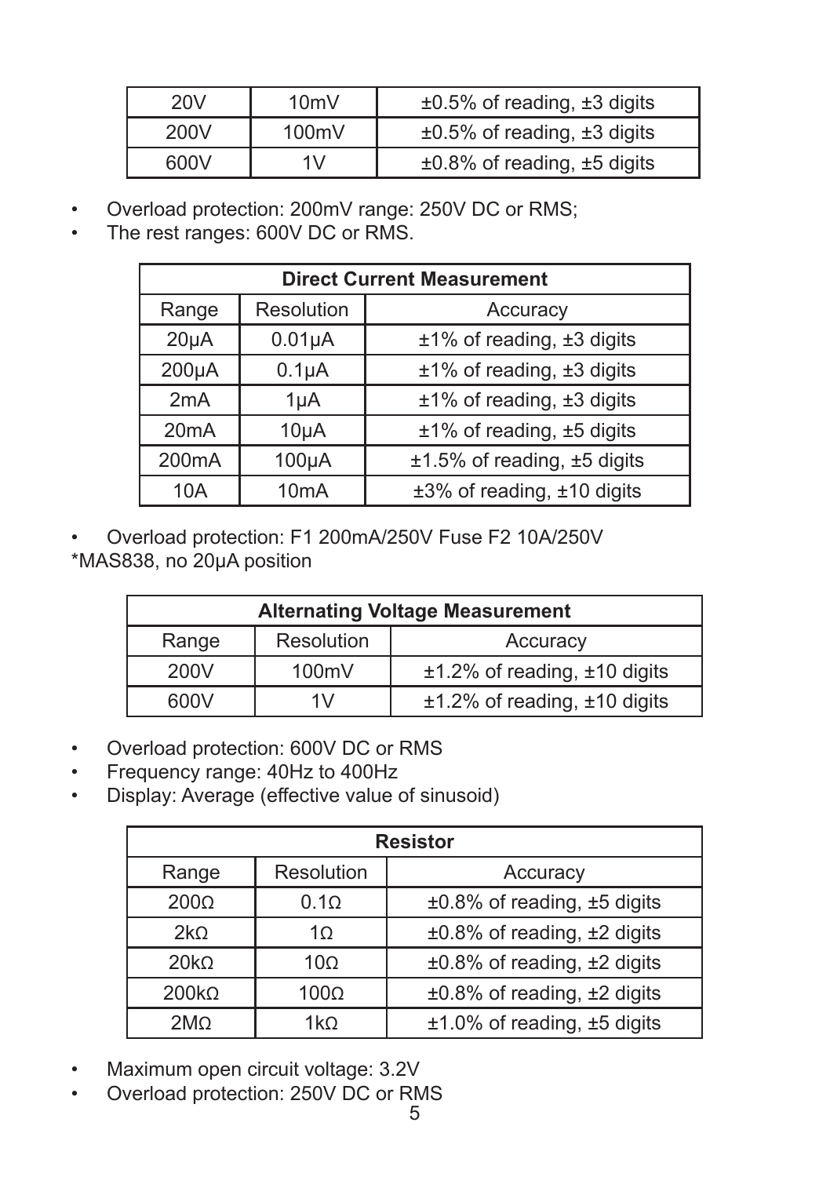| 20V | 10mV | ±0.5% of reading, ±3 digits |
|---|---|---|
| 200V | 100mV | ±0.5% of reading, ±3 digits |
| 600V | 1V | ±0.8% of reading, ±5 digits |

- Overload protection: 200mV range: 250V DC or RMS;
- The rest ranges: 600V DC or RMS.

| **Direct Current Measurement** | | |
|---|---|---|
| Range | Resolution | Accuracy |
| 20μA | 0.01μA | ±1% of reading, ±3 digits |
| 200μA | 0.1μA | ±1% of reading, ±3 digits |
| 2mA | 1μA | ±1% of reading, ±3 digits |
| 20mA | 10μA | ±1% of reading, ±5 digits |
| 200mA | 100μA | ±1.5% of reading, ±5 digits |
| 10A | 10mA | ±3% of reading, ±10 digits |

- Overload protection: F1 200mA/250V Fuse F2 10A/250V

*MAS838, no 20μA position

| **Alternating Voltage Measurement** | | |
|---|---|---|
| Range | Resolution | Accuracy |
| 200V | 100mV | ±1.2% of reading, ±10 digits |
| 600V | 1V | ±1.2% of reading, ±10 digits |

- Overload protection: 600V DC or RMS
- Frequency range: 40Hz to 400Hz
- Display: Average (effective value of sinusoid)

| **Resistor** | | |
|---|---|---|
| Range | Resolution | Accuracy |
| 200Ω | 0.1Ω | ±0.8% of reading, ±5 digits |
| 2kΩ | 1Ω | ±0.8% of reading, ±2 digits |
| 20kΩ | 10Ω | ±0.8% of reading, ±2 digits |
| 200kΩ | 100Ω | ±0.8% of reading, ±2 digits |
| 2MΩ | 1kΩ | ±1.0% of reading, ±5 digits |

- Maximum open circuit voltage: 3.2V
- Overload protection: 250V DC or RMS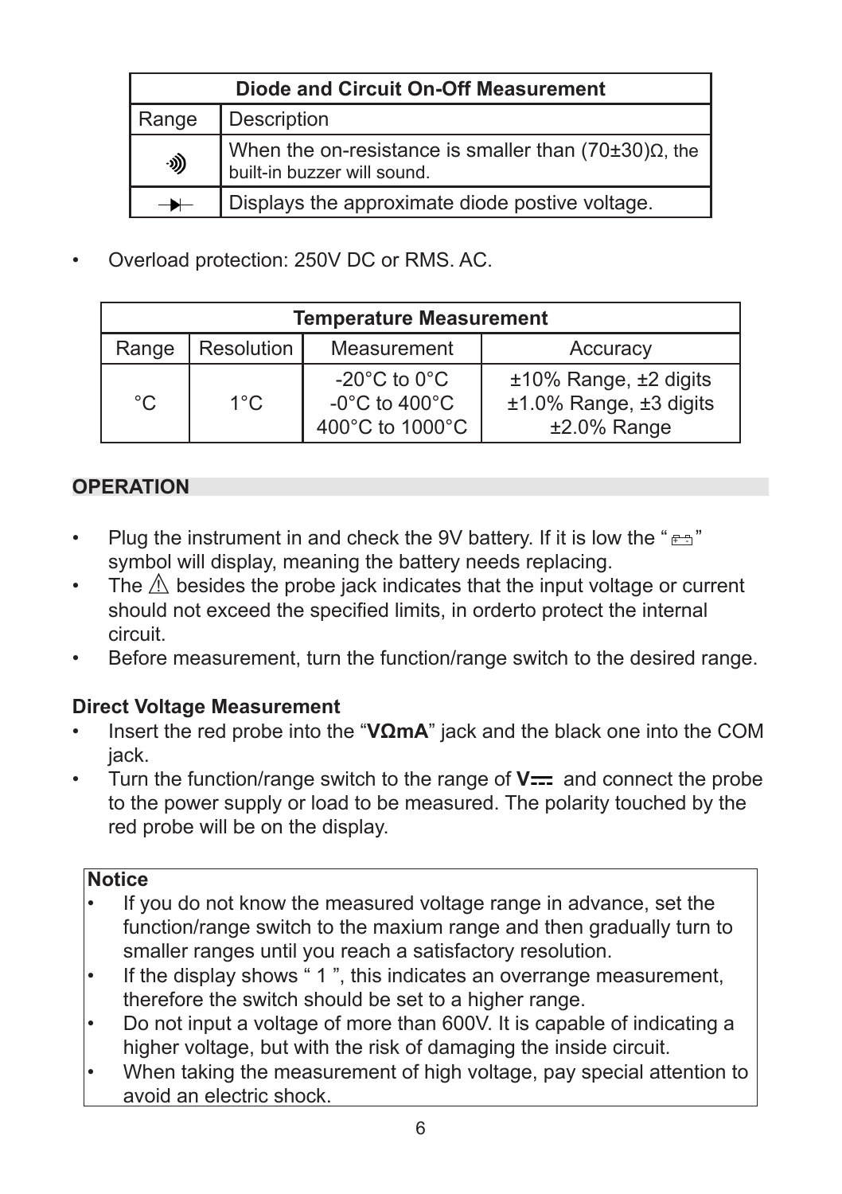| Diode and Circuit On-Off Measurement | |
|---|---|
| Range | Description |
| ·))) | When the on-resistance is smaller than (70±30)Ω, the built-in buzzer will sound. |
| →⊢ | Displays the approximate diode postive voltage. |

- Overload protection: 250V DC or RMS. AC.

| Temperature Measurement | | | |
|---|---|---|---|
| Range | Resolution | Measurement | Accuracy |
| °C | 1°C | -20°C to 0°C<br>-0°C to 400°C<br>400°C to 1000°C | ±10% Range, ±2 digits<br>±1.0% Range, ±3 digits<br>±2.0% Range |

## OPERATION

- Plug the instrument in and check the 9V battery. If it is low the " ▭ " symbol will display, meaning the battery needs replacing.
- The ⚠ besides the probe jack indicates that the input voltage or current should not exceed the specified limits, in orderto protect the internal circuit.
- Before measurement, turn the function/range switch to the desired range.

### Direct Voltage Measurement

- Insert the red probe into the "**VΩmA**" jack and the black one into the COM jack.
- Turn the function/range switch to the range of **V⎓** and connect the probe to the power supply or load to be measured. The polarity touched by the red probe will be on the display.

**Notice**

- If you do not know the measured voltage range in advance, set the function/range switch to the maxium range and then gradually turn to smaller ranges until you reach a satisfactory resolution.
- If the display shows " 1 ", this indicates an overrange measurement, therefore the switch should be set to a higher range.
- Do not input a voltage of more than 600V. It is capable of indicating a higher voltage, but with the risk of damaging the inside circuit.
- When taking the measurement of high voltage, pay special attention to avoid an electric shock.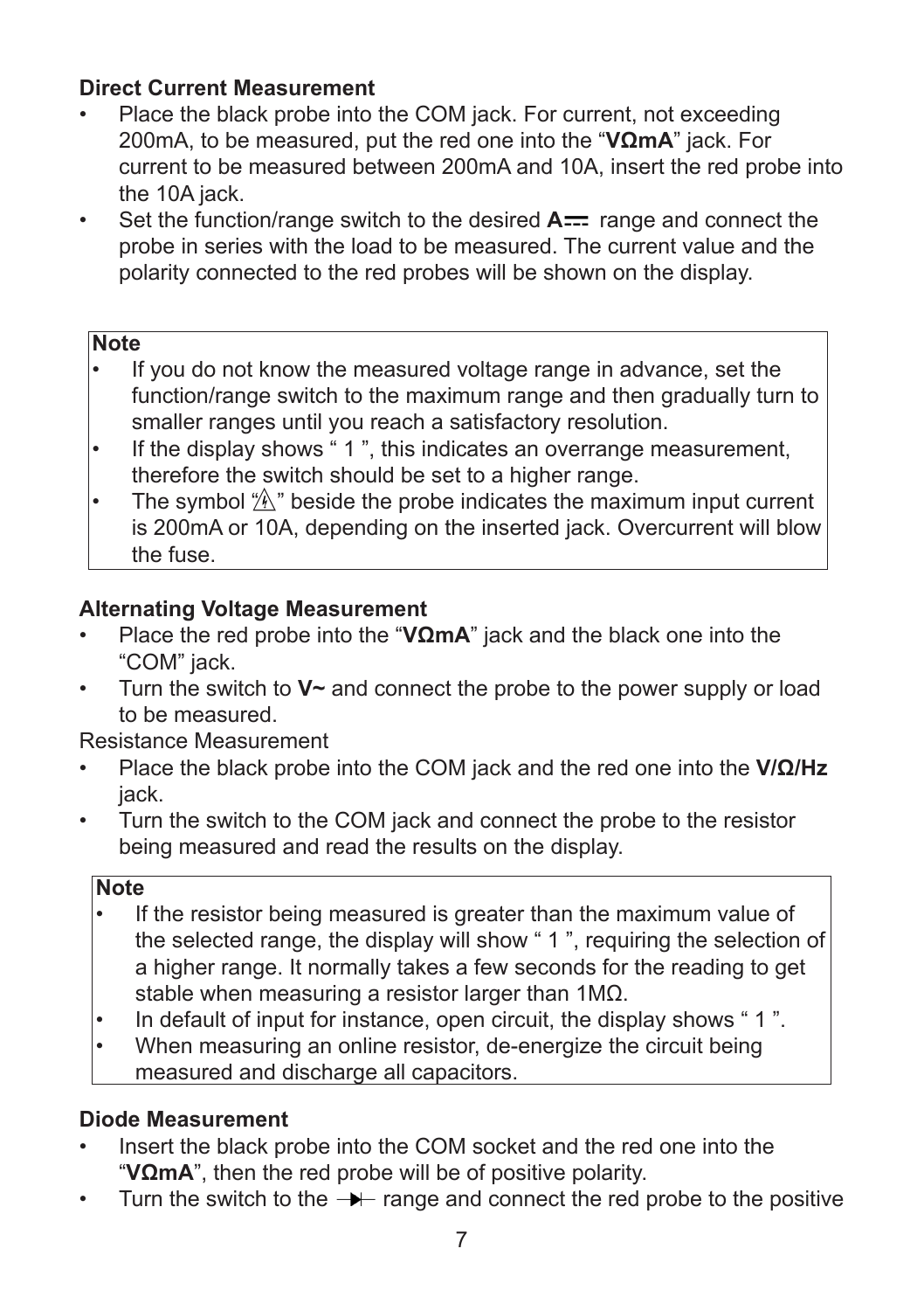### Direct Current Measurement

- Place the black probe into the COM jack. For current, not exceeding 200mA, to be measured, put the red one into the "**VΩmA**" jack. For current to be measured between 200mA and 10A, insert the red probe into the 10A jack.
- Set the function/range switch to the desired **A⎓** range and connect the probe in series with the load to be measured. The current value and the polarity connected to the red probes will be shown on the display.

> **Note**
> - If you do not know the measured voltage range in advance, set the function/range switch to the maximum range and then gradually turn to smaller ranges until you reach a satisfactory resolution.
> - If the display shows " 1 ", this indicates an overrange measurement, therefore the switch should be set to a higher range.
> - The symbol "⚠" beside the probe indicates the maximum input current is 200mA or 10A, depending on the inserted jack. Overcurrent will blow the fuse.

### Alternating Voltage Measurement

- Place the red probe into the "**VΩmA**" jack and the black one into the "COM" jack.
- Turn the switch to **V~** and connect the probe to the power supply or load to be measured.

Resistance Measurement

- Place the black probe into the COM jack and the red one into the **V/Ω/Hz** jack.
- Turn the switch to the COM jack and connect the probe to the resistor being measured and read the results on the display.

> **Note**
> - If the resistor being measured is greater than the maximum value of the selected range, the display will show " 1 ", requiring the selection of a higher range. It normally takes a few seconds for the reading to get stable when measuring a resistor larger than 1MΩ.
> - In default of input for instance, open circuit, the display shows " 1 ".
> - When measuring an online resistor, de-energize the circuit being measured and discharge all capacitors.

### Diode Measurement

- Insert the black probe into the COM socket and the red one into the "**VΩmA**", then the red probe will be of positive polarity.
- Turn the switch to the ⊣▶⊢ range and connect the red probe to the positive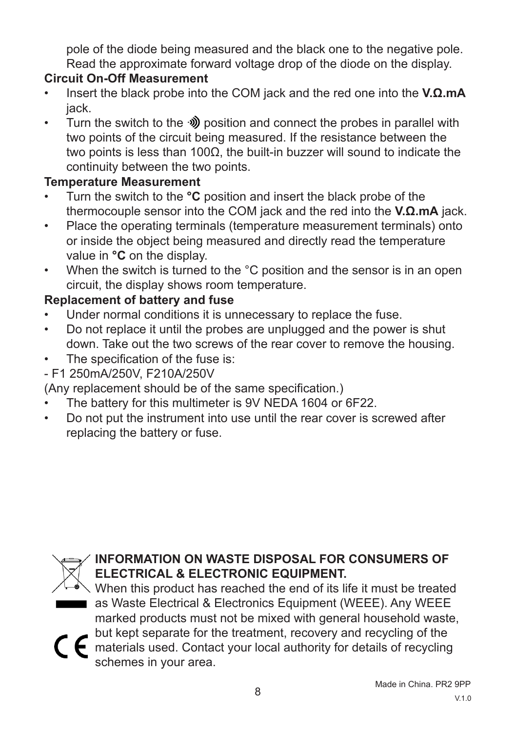pole of the diode being measured and the black one to the negative pole. Read the approximate forward voltage drop of the diode on the display.

**Circuit On-Off Measurement**

- Insert the black probe into the COM jack and the red one into the **V.Ω.mA** jack.
- Turn the switch to the ·))) position and connect the probes in parallel with two points of the circuit being measured. If the resistance between the two points is less than 100Ω, the built-in buzzer will sound to indicate the continuity between the two points.

**Temperature Measurement**

- Turn the switch to the **°C** position and insert the black probe of the thermocouple sensor into the COM jack and the red into the **V.Ω.mA** jack.
- Place the operating terminals (temperature measurement terminals) onto or inside the object being measured and directly read the temperature value in **°C** on the display.
- When the switch is turned to the °C position and the sensor is in an open circuit, the display shows room temperature.

**Replacement of battery and fuse**

- Under normal conditions it is unnecessary to replace the fuse.
- Do not replace it until the probes are unplugged and the power is shut down. Take out the two screws of the rear cover to remove the housing.
- The specification of the fuse is:

- F1 250mA/250V, F210A/250V

(Any replacement should be of the same specification.)

- The battery for this multimeter is 9V NEDA 1604 or 6F22.
- Do not put the instrument into use until the rear cover is screwed after replacing the battery or fuse.

**INFORMATION ON WASTE DISPOSAL FOR CONSUMERS OF ELECTRICAL & ELECTRONIC EQUIPMENT.**

When this product has reached the end of its life it must be treated as Waste Electrical & Electronics Equipment (WEEE). Any WEEE marked products must not be mixed with general household waste, but kept separate for the treatment, recovery and recycling of the materials used. Contact your local authority for details of recycling schemes in your area.

Made in China. PR2 9PP

V.1.0